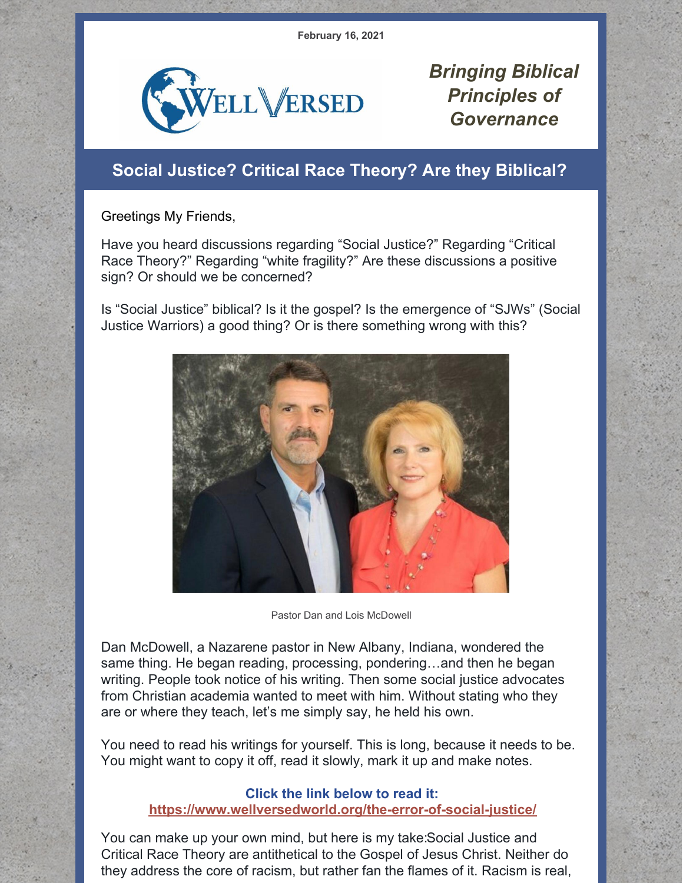February 16, 2021

WELL VERSED

*Bringing Biblical Principles of Governance*

## Social Justice? Critical Race Theory? Are they Biblical?

Greetings My Friends,

Have you heard discussions regarding "Social Justice?" Regarding "Critical Race Theory?" Regarding "white fragility?" Are these discussions a positive sign? Or should we be concerned?

Is "Social Justice" biblical? Is it the gospel? Is the emergence of "SJWs" (Social Justice Warriors) a good thing? Or is there something wrong with this?

Pastor Dan and Lois McDowell

Dan McDowell, a Nazarene pastor in New Albany, Indiana, wondered the same thing. He began reading, processing, pondering…and then he began writing. People took notice of his writing. Then some social justice advocates from Christian academia wanted to meet with him. Without stating who they are or where they teach, let's me simply say, he held his own.

You need to read his writings for yourself. This is long, because it needs to be. You might want to copy it off, read it slowly, mark it up and make notes.

**Click the link below to read it:**
**https://www.wellversedworld.org/the-error-of-social-justice/**

You can make up your own mind, but here is my take:Social Justice and Critical Race Theory are antithetical to the Gospel of Jesus Christ. Neither do they address the core of racism, but rather fan the flames of it. Racism is real,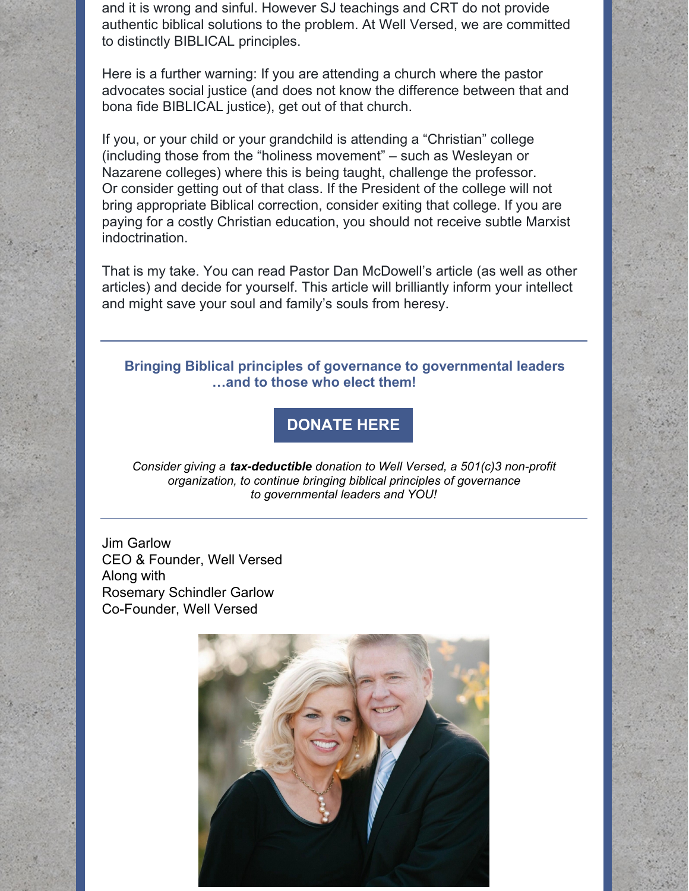and it is wrong and sinful. However SJ teachings and CRT do not provide authentic biblical solutions to the problem. At Well Versed, we are committed to distinctly BIBLICAL principles.

Here is a further warning: If you are attending a church where the pastor advocates social justice (and does not know the difference between that and bona fide BIBLICAL justice), get out of that church.

If you, or your child or your grandchild is attending a "Christian" college (including those from the "holiness movement" – such as Wesleyan or Nazarene colleges) where this is being taught, challenge the professor. Or consider getting out of that class. If the President of the college will not bring appropriate Biblical correction, consider exiting that college. If you are paying for a costly Christian education, you should not receive subtle Marxist indoctrination.

That is my take. You can read Pastor Dan McDowell's article (as well as other articles) and decide for yourself. This article will brilliantly inform your intellect and might save your soul and family's souls from heresy.

---

**Bringing Biblical principles of governance to governmental leaders …and to those who elect them!**

**DONATE HERE**

*Consider giving a **tax-deductible** donation to Well Versed, a 501(c)3 non-profit organization, to continue bringing biblical principles of governance to governmental leaders and YOU!*

---

Jim Garlow
CEO & Founder, Well Versed
Along with
Rosemary Schindler Garlow
Co-Founder, Well Versed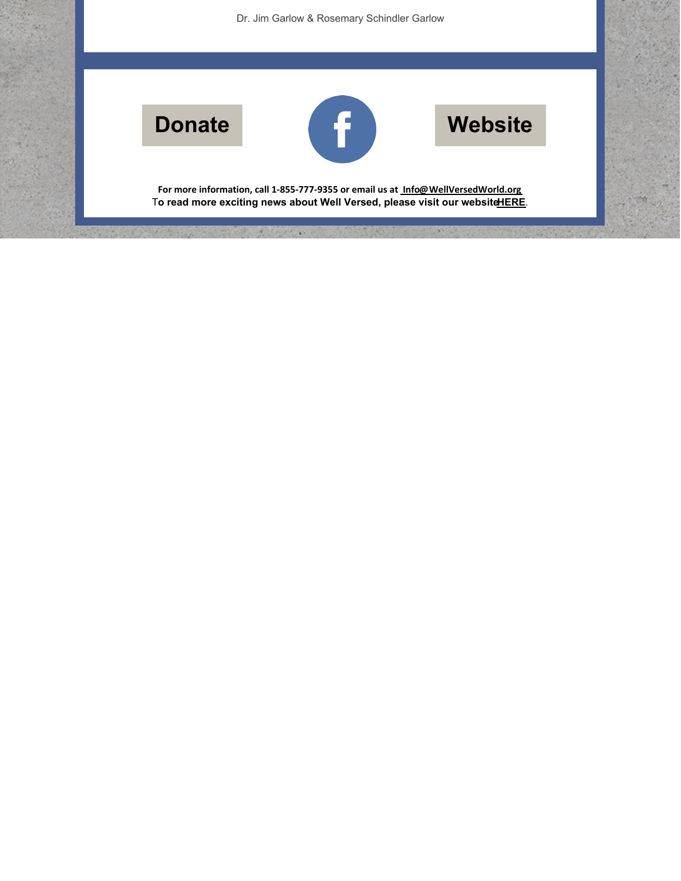Dr. Jim Garlow & Rosemary Schindler Garlow

**Donate** **Website**

**For more information, call 1-855-777-9355 or email us at Info@WellVersedWorld.org**

**To read more exciting news about Well Versed, please visit our website HERE.**